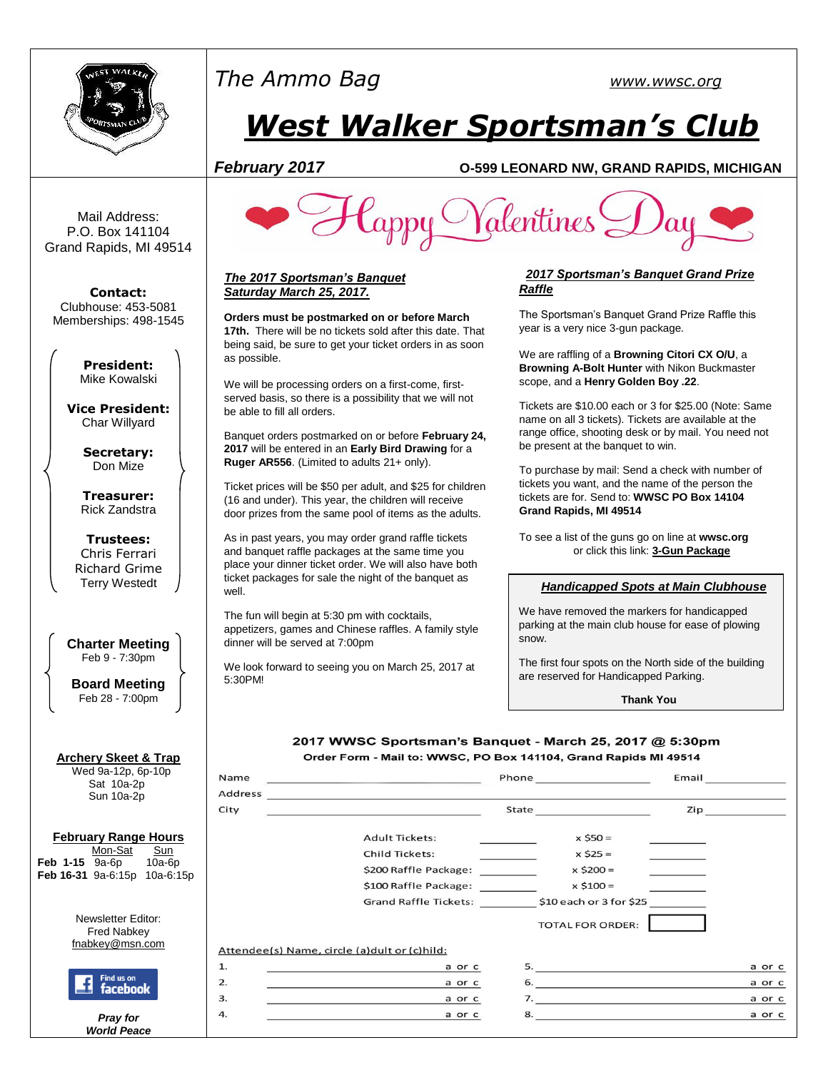# The Ammo Bag

www.wwsc.org

# West Walker Sportsman's Club

**February 2017** — **O-599 LEONARD NW, GRAND RAPIDS, MICHIGAN**

Mail Address:
P.O. Box 141104
Grand Rapids, MI 49514

**Contact:**
Clubhouse: 453-5081
Memberships: 498-1545

**President:**
Mike Kowalski

**Vice President:**
Char Willyard

**Secretary:**
Don Mize

**Treasurer:**
Rick Zandstra

**Trustees:**
Chris Ferrari
Richard Grime
Terry Westedt

**Charter Meeting**
Feb 9 - 7:30pm

**Board Meeting**
Feb 28 - 7:00pm

**Archery Skeet & Trap**
Wed 9a-12p, 6p-10p
Sat 10a-2p
Sun 10a-2p

**February Range Hours**

| | Mon-Sat | Sun |
|---|---|---|
| **Feb 1-15** | 9a-6p | 10a-6p |
| **Feb 16-31** | 9a-6:15p | 10a-6:15p |

Newsletter Editor:
Fred Nabkey
fnabkey@msn.com

Find us on facebook

***Pray for World Peace***

## Happy Valentines Day

### ***The 2017 Sportsman's Banquet Saturday March 25, 2017.***

**Orders must be postmarked on or before March 17th.** There will be no tickets sold after this date. That being said, be sure to get your ticket orders in as soon as possible.

We will be processing orders on a first-come, first-served basis, so there is a possibility that we will not be able to fill all orders.

Banquet orders postmarked on or before **February 24, 2017** will be entered in an **Early Bird Drawing** for a **Ruger AR556**. (Limited to adults 21+ only).

Ticket prices will be $50 per adult, and $25 for children (16 and under). This year, the children will receive door prizes from the same pool of items as the adults.

As in past years, you may order grand raffle tickets and banquet raffle packages at the same time you place your dinner ticket order. We will also have both ticket packages for sale the night of the banquet as well.

The fun will begin at 5:30 pm with cocktails, appetizers, games and Chinese raffles. A family style dinner will be served at 7:00pm

We look forward to seeing you on March 25, 2017 at 5:30PM!

### ***2017 Sportsman's Banquet Grand Prize Raffle***

The Sportsman's Banquet Grand Prize Raffle this year is a very nice 3-gun package.

We are raffling of a **Browning Citori CX O/U**, a **Browning A-Bolt Hunter** with Nikon Buckmaster scope, and a **Henry Golden Boy .22**.

Tickets are $10.00 each or 3 for $25.00 (Note: Same name on all 3 tickets). Tickets are available at the range office, shooting desk or by mail. You need not be present at the banquet to win.

To purchase by mail: Send a check with number of tickets you want, and the name of the person the tickets are for. Send to: **WWSC PO Box 14104 Grand Rapids, MI 49514**

To see a list of the guns go on line at **wwsc.org** or click this link: **3-Gun Package**

### ***Handicapped Spots at Main Clubhouse***

We have removed the markers for handicapped parking at the main club house for ease of plowing snow.

The first four spots on the North side of the building are reserved for Handicapped Parking.

**Thank You**

### 2017 WWSC Sportsman's Banquet - March 25, 2017 @ 5:30pm

**Order Form - Mail to: WWSC, PO Box 141104, Grand Rapids MI 49514**

Name \_\_\_\_\_\_\_\_\_\_ Phone \_\_\_\_\_\_\_\_\_\_ Email \_\_\_\_\_\_\_\_\_\_

Address \_\_\_\_\_\_\_\_\_\_

City \_\_\_\_\_\_\_\_\_\_ State \_\_\_\_\_\_\_\_\_\_ Zip \_\_\_\_\_\_\_\_\_\_

| | | | |
|---|---|---|---|
| Adult Tickets: | \_\_\_\_\_ | x $50 = | \_\_\_\_\_ |
| Child Tickets: | \_\_\_\_\_ | x $25 = | \_\_\_\_\_ |
| $200 Raffle Package: | \_\_\_\_\_ | x $200 = | \_\_\_\_\_ |
| $100 Raffle Package: | \_\_\_\_\_ | x $100 = | \_\_\_\_\_ |
| Grand Raffle Tickets: | \_\_\_\_\_ | $10 each or 3 for $25 | \_\_\_\_\_ |
| | | TOTAL FOR ORDER: | |

Attendee(s) Name, circle (a)dult or (c)hild:

| | | | |
|---|---|---|---|
| 1. \_\_\_\_\_\_\_\_\_\_ | a or c | 5. \_\_\_\_\_\_\_\_\_\_ | a or c |
| 2. \_\_\_\_\_\_\_\_\_\_ | a or c | 6. \_\_\_\_\_\_\_\_\_\_ | a or c |
| 3. \_\_\_\_\_\_\_\_\_\_ | a or c | 7. \_\_\_\_\_\_\_\_\_\_ | a or c |
| 4. \_\_\_\_\_\_\_\_\_\_ | a or c | 8. \_\_\_\_\_\_\_\_\_\_ | a or c |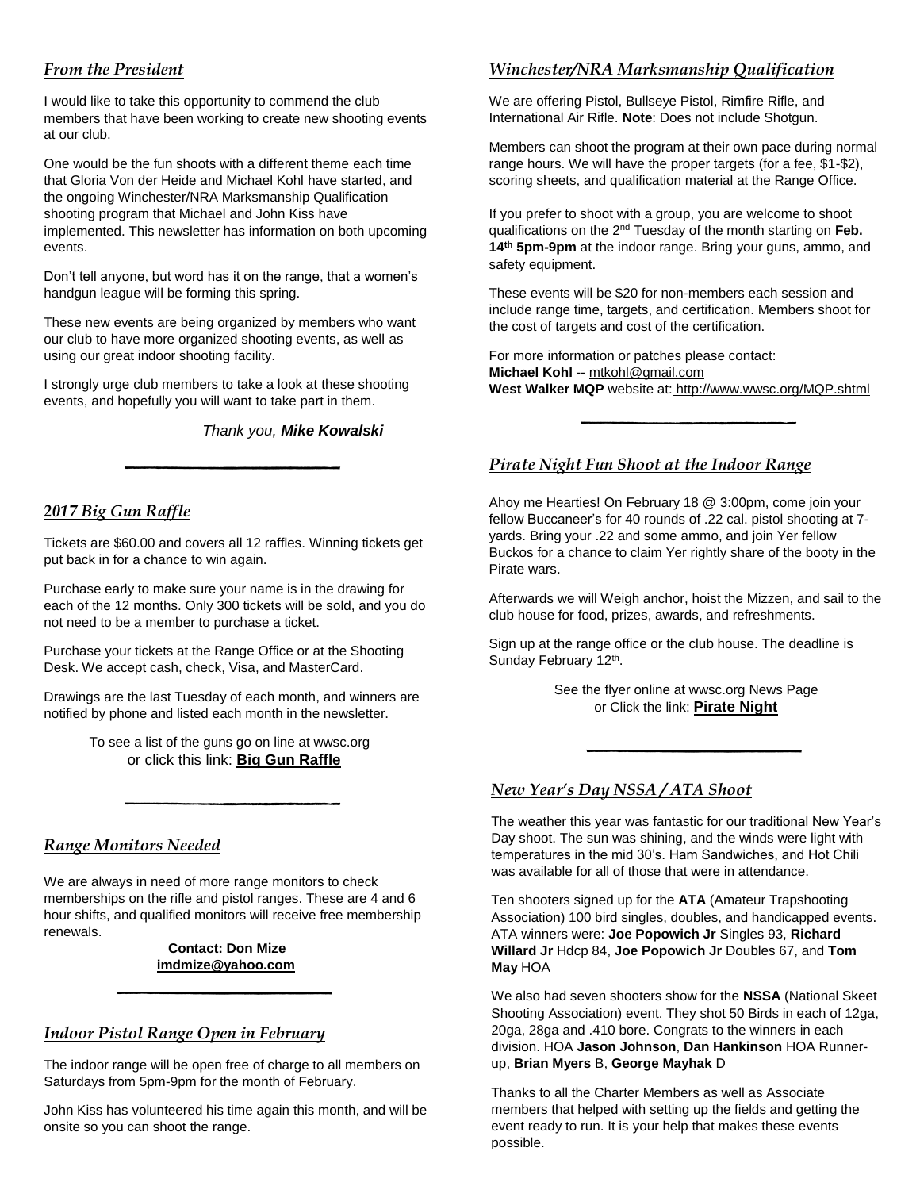## *From the President*

I would like to take this opportunity to commend the club members that have been working to create new shooting events at our club.

One would be the fun shoots with a different theme each time that Gloria Von der Heide and Michael Kohl have started, and the ongoing Winchester/NRA Marksmanship Qualification shooting program that Michael and John Kiss have implemented. This newsletter has information on both upcoming events.

Don't tell anyone, but word has it on the range, that a women's handgun league will be forming this spring.

These new events are being organized by members who want our club to have more organized shooting events, as well as using our great indoor shooting facility.

I strongly urge club members to take a look at these shooting events, and hopefully you will want to take part in them.

*Thank you,* ***Mike Kowalski***

---

## *2017 Big Gun Raffle*

Tickets are $60.00 and covers all 12 raffles. Winning tickets get put back in for a chance to win again.

Purchase early to make sure your name is in the drawing for each of the 12 months. Only 300 tickets will be sold, and you do not need to be a member to purchase a ticket.

Purchase your tickets at the Range Office or at the Shooting Desk. We accept cash, check, Visa, and MasterCard.

Drawings are the last Tuesday of each month, and winners are notified by phone and listed each month in the newsletter.

To see a list of the guns go on line at wwsc.org
or click this link: **Big Gun Raffle**

---

## *Range Monitors Needed*

We are always in need of more range monitors to check memberships on the rifle and pistol ranges. These are 4 and 6 hour shifts, and qualified monitors will receive free membership renewals.

**Contact: Don Mize**
**imdmize@yahoo.com**

---

## *Indoor Pistol Range Open in February*

The indoor range will be open free of charge to all members on Saturdays from 5pm-9pm for the month of February.

John Kiss has volunteered his time again this month, and will be onsite so you can shoot the range.

## *Winchester/NRA Marksmanship Qualification*

We are offering Pistol, Bullseye Pistol, Rimfire Rifle, and International Air Rifle. **Note**: Does not include Shotgun.

Members can shoot the program at their own pace during normal range hours. We will have the proper targets (for a fee, $1-$2), scoring sheets, and qualification material at the Range Office.

If you prefer to shoot with a group, you are welcome to shoot qualifications on the 2nd Tuesday of the month starting on **Feb. 14th 5pm-9pm** at the indoor range. Bring your guns, ammo, and safety equipment.

These events will be $20 for non-members each session and include range time, targets, and certification. Members shoot for the cost of targets and cost of the certification.

For more information or patches please contact:
**Michael Kohl** -- mtkohl@gmail.com
**West Walker MQP** website at: http://www.wwsc.org/MQP.shtml

---

## *Pirate Night Fun Shoot at the Indoor Range*

Ahoy me Hearties! On February 18 @ 3:00pm, come join your fellow Buccaneer's for 40 rounds of .22 cal. pistol shooting at 7-yards. Bring your .22 and some ammo, and join Yer fellow Buckos for a chance to claim Yer rightly share of the booty in the Pirate wars.

Afterwards we will Weigh anchor, hoist the Mizzen, and sail to the club house for food, prizes, awards, and refreshments.

Sign up at the range office or the club house. The deadline is Sunday February 12th.

See the flyer online at wwsc.org News Page
or Click the link: **Pirate Night**

---

## *New Year's Day NSSA / ATA Shoot*

The weather this year was fantastic for our traditional New Year's Day shoot. The sun was shining, and the winds were light with temperatures in the mid 30's. Ham Sandwiches, and Hot Chili was available for all of those that were in attendance.

Ten shooters signed up for the **ATA** (Amateur Trapshooting Association) 100 bird singles, doubles, and handicapped events. ATA winners were: **Joe Popowich Jr** Singles 93, **Richard Willard Jr** Hdcp 84, **Joe Popowich Jr** Doubles 67, and **Tom May** HOA

We also had seven shooters show for the **NSSA** (National Skeet Shooting Association) event. They shot 50 Birds in each of 12ga, 20ga, 28ga and .410 bore. Congrats to the winners in each division. HOA **Jason Johnson**, **Dan Hankinson** HOA Runner-up, **Brian Myers** B, **George Mayhak** D

Thanks to all the Charter Members as well as Associate members that helped with setting up the fields and getting the event ready to run. It is your help that makes these events possible.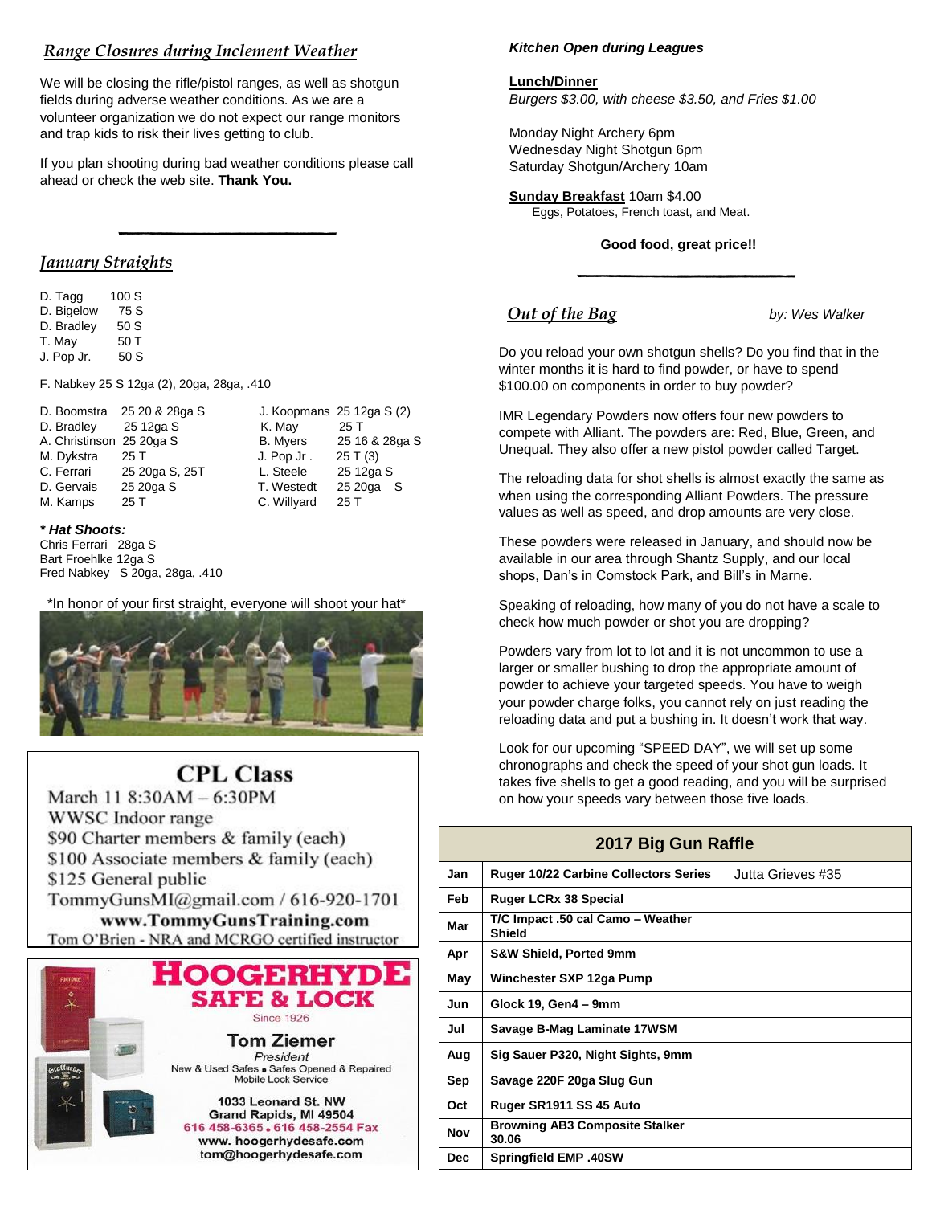## *Range Closures during Inclement Weather*

We will be closing the rifle/pistol ranges, as well as shotgun fields during adverse weather conditions. As we are a volunteer organization we do not expect our range monitors and trap kids to risk their lives getting to club.

If you plan shooting during bad weather conditions please call ahead or check the web site. **Thank You.**

## *January Straights*

D. Tagg 100 S
D. Bigelow 75 S
D. Bradley 50 S
T. May 50 T
J. Pop Jr. 50 S

F. Nabkey 25 S 12ga (2), 20ga, 28ga, .410

D. Boomstra 25 20 & 28ga S
D. Bradley 25 12ga S
A. Christinson 25 20ga S
M. Dykstra 25 T
C. Ferrari 25 20ga S, 25T
D. Gervais 25 20ga S
M. Kamps 25 T

J. Koopmans 25 12ga S (2)
K. May 25 T
B. Myers 25 16 & 28ga S
J. Pop Jr . 25 T (3)
L. Steele 25 12ga S
T. Westedt 25 20ga S
C. Willyard 25 T

***Hat Shoots*:**
Chris Ferrari 28ga S
Bart Froehlke 12ga S
Fred Nabkey S 20ga, 28ga, .410

*In honor of your first straight, everyone will shoot your hat*

## CPL Class

March 11 8:30AM – 6:30PM
WWSC Indoor range
$90 Charter members & family (each)
$100 Associate members & family (each)
$125 General public
TommyGunsMI@gmail.com / 616-920-1701
**www.TommyGunsTraining.com**
Tom O'Brien - NRA and MCRGO certified instructor

## HOOGERHYDE SAFE & LOCK

Since 1926

**Tom Ziemer**
*President*
New & Used Safes • Safes Opened & Repaired
Mobile Lock Service

1033 Leonard St. NW
Grand Rapids, MI 49504
616 458-6365 • 616 458-2554 Fax
www. hoogerhydesafe.com
tom@hoogerhydesafe.com

## *Kitchen Open during Leagues*

**Lunch/Dinner**
*Burgers $3.00, with cheese $3.50, and Fries $1.00*

Monday Night Archery 6pm
Wednesday Night Shotgun 6pm
Saturday Shotgun/Archery 10am

**Sunday Breakfast** 10am $4.00
Eggs, Potatoes, French toast, and Meat.

**Good food, great price!!**

## *Out of the Bag*

*by: Wes Walker*

Do you reload your own shotgun shells? Do you find that in the winter months it is hard to find powder, or have to spend $100.00 on components in order to buy powder?

IMR Legendary Powders now offers four new powders to compete with Alliant. The powders are: Red, Blue, Green, and Unequal. They also offer a new pistol powder called Target.

The reloading data for shot shells is almost exactly the same as when using the corresponding Alliant Powders. The pressure values as well as speed, and drop amounts are very close.

These powders were released in January, and should now be available in our area through Shantz Supply, and our local shops, Dan's in Comstock Park, and Bill's in Marne.

Speaking of reloading, how many of you do not have a scale to check how much powder or shot you are dropping?

Powders vary from lot to lot and it is not uncommon to use a larger or smaller bushing to drop the appropriate amount of powder to achieve your targeted speeds. You have to weigh your powder charge folks, you cannot rely on just reading the reloading data and put a bushing in. It doesn't work that way.

Look for our upcoming "SPEED DAY", we will set up some chronographs and check the speed of your shot gun loads. It takes five shells to get a good reading, and you will be surprised on how your speeds vary between those five loads.

| 2017 Big Gun Raffle | | |
|---|---|---|
| **Jan** | **Ruger 10/22 Carbine Collectors Series** | Jutta Grieves #35 |
| **Feb** | **Ruger LCRx 38 Special** | |
| **Mar** | **T/C Impact .50 cal Camo – Weather Shield** | |
| **Apr** | **S&W Shield, Ported 9mm** | |
| **May** | **Winchester SXP 12ga Pump** | |
| **Jun** | **Glock 19, Gen4 – 9mm** | |
| **Jul** | **Savage B-Mag Laminate 17WSM** | |
| **Aug** | **Sig Sauer P320, Night Sights, 9mm** | |
| **Sep** | **Savage 220F 20ga Slug Gun** | |
| **Oct** | **Ruger SR1911 SS 45 Auto** | |
| **Nov** | **Browning AB3 Composite Stalker 30.06** | |
| **Dec** | **Springfield EMP .40SW** | |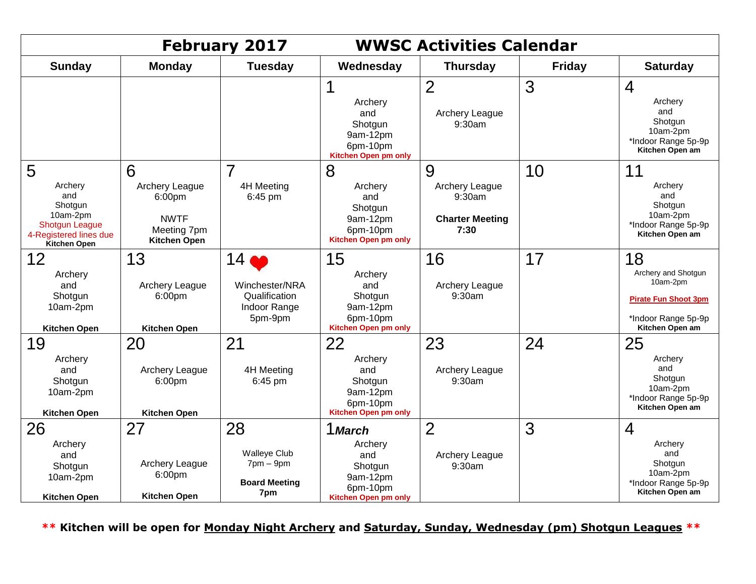# February 2017 WWSC Activities Calendar

| Sunday | Monday | Tuesday | Wednesday | Thursday | Friday | Saturday |
|---|---|---|---|---|---|---|
| | | | 1<br>Archery and Shotgun<br>9am-12pm<br>6pm-10pm<br>**Kitchen Open pm only** | 2<br>Archery League<br>9:30am | 3 | 4<br>Archery and Shotgun<br>10am-2pm<br>*Indoor Range 5p-9p<br>**Kitchen Open am** |
| 5<br>Archery and Shotgun<br>10am-2pm<br>Shotgun League<br>4-Registered lines due<br>**Kitchen Open** | 6<br>Archery League<br>6:00pm<br>NWTF Meeting 7pm<br>**Kitchen Open** | 7<br>4H Meeting<br>6:45 pm | 8<br>Archery and Shotgun<br>9am-12pm<br>6pm-10pm<br>**Kitchen Open pm only** | 9<br>Archery League<br>9:30am<br>**Charter Meeting 7:30** | 10 | 11<br>Archery and Shotgun<br>10am-2pm<br>*Indoor Range 5p-9p<br>**Kitchen Open am** |
| 12<br>Archery and Shotgun<br>10am-2pm<br>**Kitchen Open** | 13<br>Archery League<br>6:00pm<br>**Kitchen Open** | 14<br>Winchester/NRA Qualification Indoor Range<br>5pm-9pm | 15<br>Archery and Shotgun<br>9am-12pm<br>6pm-10pm<br>**Kitchen Open pm only** | 16<br>Archery League<br>9:30am | 17 | 18<br>Archery and Shotgun<br>10am-2pm<br>**Pirate Fun Shoot 3pm**<br>*Indoor Range 5p-9p<br>**Kitchen Open am** |
| 19<br>Archery and Shotgun<br>10am-2pm<br>**Kitchen Open** | 20<br>Archery League<br>6:00pm<br>**Kitchen Open** | 21<br>4H Meeting<br>6:45 pm | 22<br>Archery and Shotgun<br>9am-12pm<br>6pm-10pm<br>**Kitchen Open pm only** | 23<br>Archery League<br>9:30am | 24 | 25<br>Archery and Shotgun<br>10am-2pm<br>*Indoor Range 5p-9p<br>**Kitchen Open am** |
| 26<br>Archery and Shotgun<br>10am-2pm<br>**Kitchen Open** | 27<br>Archery League<br>6:00pm<br>**Kitchen Open** | 28<br>Walleye Club<br>7pm – 9pm<br>**Board Meeting 7pm** | 1 ***March***<br>Archery and Shotgun<br>9am-12pm<br>6pm-10pm<br>**Kitchen Open pm only** | 2<br>Archery League<br>9:30am | 3 | 4<br>Archery and Shotgun<br>10am-2pm<br>*Indoor Range 5p-9p<br>**Kitchen Open am** |

**** Kitchen will be open for Monday Night Archery and Saturday, Sunday, Wednesday (pm) Shotgun Leagues ****